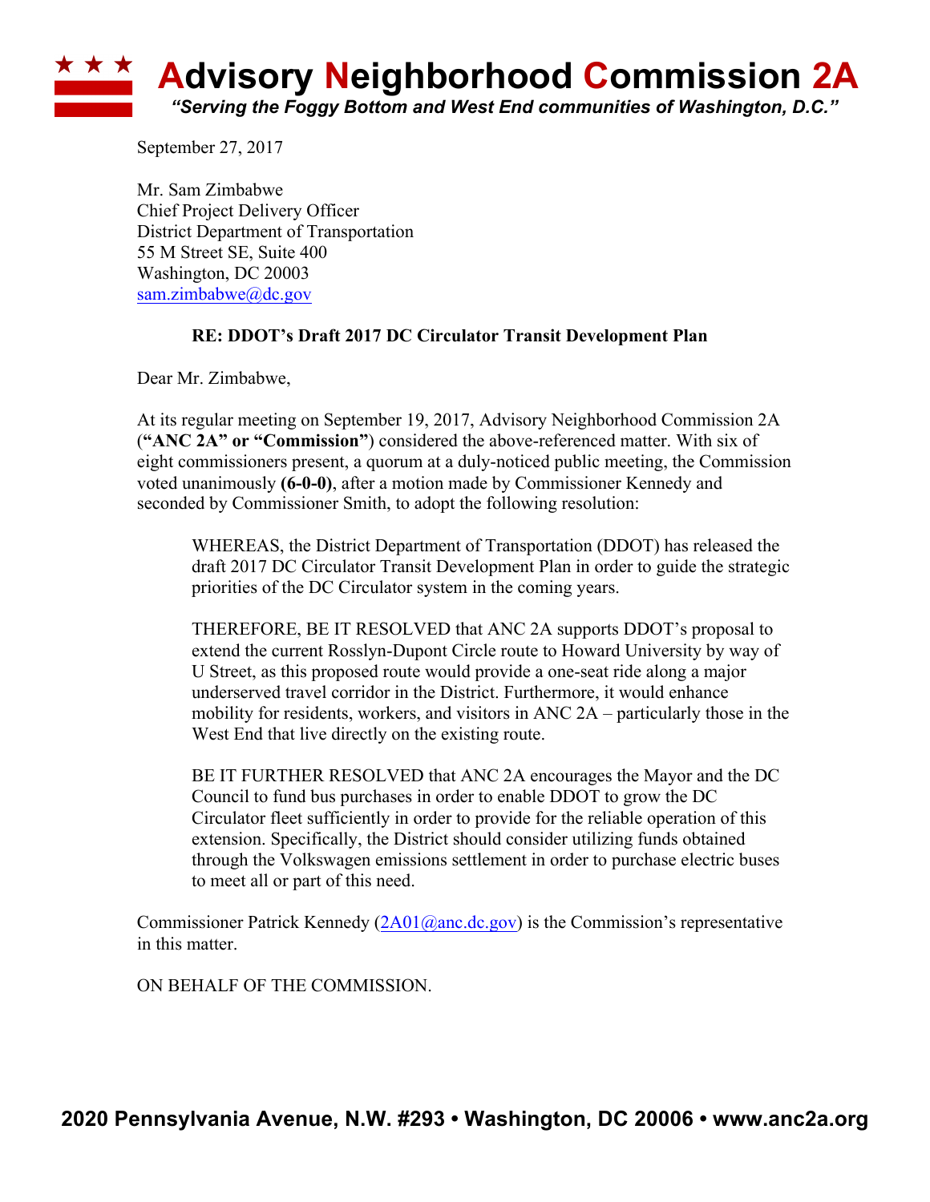# Advisory Neighborhood Commission 2A

*"Serving the Foggy Bottom and West End communities of Washington, D.C."*

September 27, 2017

Mr. Sam Zimbabwe
Chief Project Delivery Officer
District Department of Transportation
55 M Street SE, Suite 400
Washington, DC 20003
sam.zimbabwe@dc.gov

**RE: DDOT's Draft 2017 DC Circulator Transit Development Plan**

Dear Mr. Zimbabwe,

At its regular meeting on September 19, 2017, Advisory Neighborhood Commission 2A (**"ANC 2A" or "Commission"**) considered the above-referenced matter. With six of eight commissioners present, a quorum at a duly-noticed public meeting, the Commission voted unanimously **(6-0-0)**, after a motion made by Commissioner Kennedy and seconded by Commissioner Smith, to adopt the following resolution:

> WHEREAS, the District Department of Transportation (DDOT) has released the draft 2017 DC Circulator Transit Development Plan in order to guide the strategic priorities of the DC Circulator system in the coming years.
>
> THEREFORE, BE IT RESOLVED that ANC 2A supports DDOT's proposal to extend the current Rosslyn-Dupont Circle route to Howard University by way of U Street, as this proposed route would provide a one-seat ride along a major underserved travel corridor in the District. Furthermore, it would enhance mobility for residents, workers, and visitors in ANC 2A – particularly those in the West End that live directly on the existing route.
>
> BE IT FURTHER RESOLVED that ANC 2A encourages the Mayor and the DC Council to fund bus purchases in order to enable DDOT to grow the DC Circulator fleet sufficiently in order to provide for the reliable operation of this extension. Specifically, the District should consider utilizing funds obtained through the Volkswagen emissions settlement in order to purchase electric buses to meet all or part of this need.

Commissioner Patrick Kennedy (2A01@anc.dc.gov) is the Commission's representative in this matter.

ON BEHALF OF THE COMMISSION.

**2020 Pennsylvania Avenue, N.W. #293 • Washington, DC 20006 • www.anc2a.org**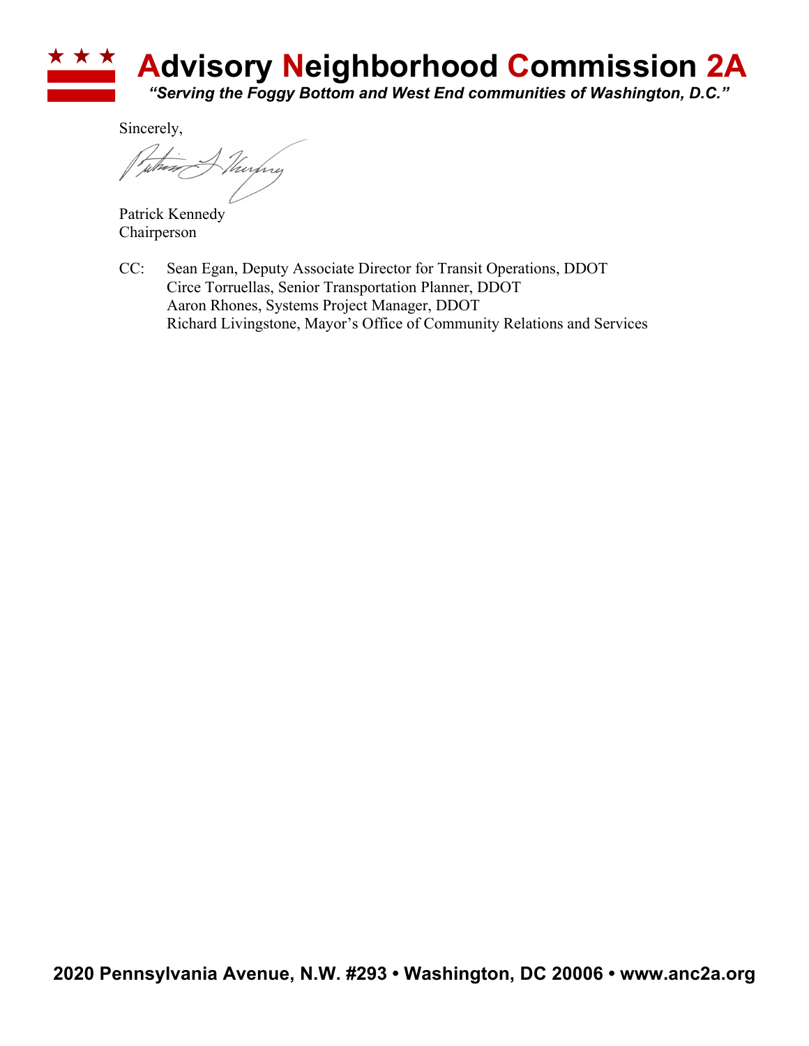Sincerely,

Patrick Kennedy
Chairperson

CC: Sean Egan, Deputy Associate Director for Transit Operations, DDOT
Circe Torruellas, Senior Transportation Planner, DDOT
Aaron Rhones, Systems Project Manager, DDOT
Richard Livingstone, Mayor's Office of Community Relations and Services